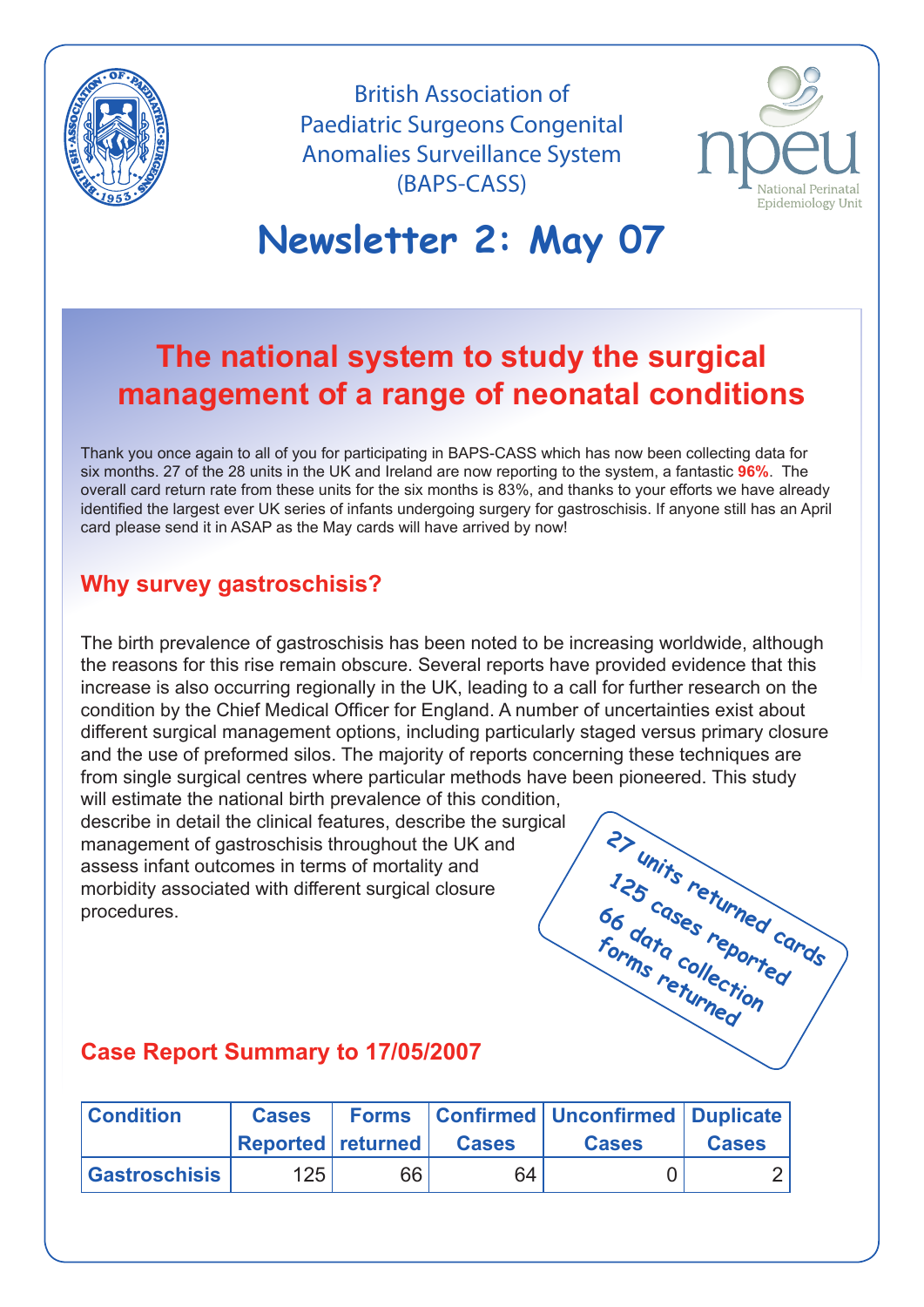British Association of Paediatric Surgeons Congenital Anomalies Surveillance System (BAPS-CASS)

npeu National Perinatal Epidemiology Unit

# Newsletter 2: May 07

## The national system to study the surgical management of a range of neonatal conditions

Thank you once again to all of you for participating in BAPS-CASS which has now been collecting data for six months. 27 of the 28 units in the UK and Ireland are now reporting to the system, a fantastic **96%**. The overall card return rate from these units for the six months is 83%, and thanks to your efforts we have already identified the largest ever UK series of infants undergoing surgery for gastroschisis. If anyone still has an April card please send it in ASAP as the May cards will have arrived by now!

### Why survey gastroschisis?

The birth prevalence of gastroschisis has been noted to be increasing worldwide, although the reasons for this rise remain obscure. Several reports have provided evidence that this increase is also occurring regionally in the UK, leading to a call for further research on the condition by the Chief Medical Officer for England. A number of uncertainties exist about different surgical management options, including particularly staged versus primary closure and the use of preformed silos. The majority of reports concerning these techniques are from single surgical centres where particular methods have been pioneered. This study will estimate the national birth prevalence of this condition, describe in detail the clinical features, describe the surgical management of gastroschisis throughout the UK and assess infant outcomes in terms of mortality and morbidity associated with different surgical closure procedures.

27 units returned cards
125 cases reported
66 data collection forms returned

### Case Report Summary to 17/05/2007

| Condition | Cases Reported | Forms returned | Confirmed Cases | Unconfirmed Cases | Duplicate Cases |
|---|---|---|---|---|---|
| Gastroschisis | 125 | 66 | 64 | 0 | 2 |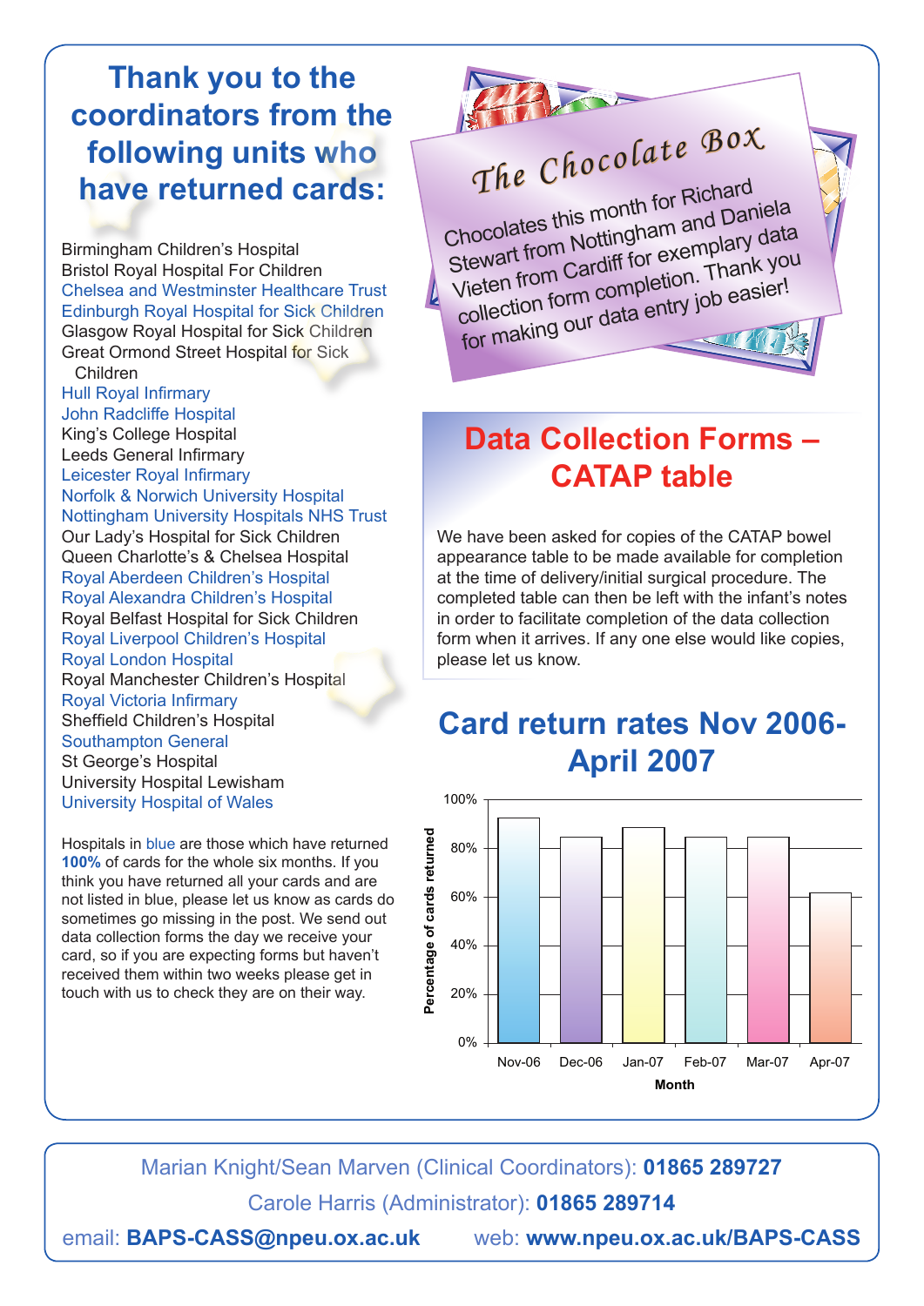# Thank you to the coordinators from the following units who have returned cards:

Birmingham Children's Hospital
Bristol Royal Hospital For Children
Chelsea and Westminster Healthcare Trust
Edinburgh Royal Hospital for Sick Children
Glasgow Royal Hospital for Sick Children
Great Ormond Street Hospital for Sick Children
Hull Royal Infirmary
John Radcliffe Hospital
King's College Hospital
Leeds General Infirmary
Leicester Royal Infirmary
Norfolk & Norwich University Hospital
Nottingham University Hospitals NHS Trust
Our Lady's Hospital for Sick Children
Queen Charlotte's & Chelsea Hospital
Royal Aberdeen Children's Hospital
Royal Alexandra Children's Hospital
Royal Belfast Hospital for Sick Children
Royal Liverpool Children's Hospital
Royal London Hospital
Royal Manchester Children's Hospital
Royal Victoria Infirmary
Sheffield Children's Hospital
Southampton General
St George's Hospital
University Hospital Lewisham
University Hospital of Wales

Hospitals in blue are those which have returned **100%** of cards for the whole six months. If you think you have returned all your cards and are not listed in blue, please let us know as cards do sometimes go missing in the post. We send out data collection forms the day we receive your card, so if you are expecting forms but haven't received them within two weeks please get in touch with us to check they are on their way.

## *The Chocolate Box*

Chocolates this month for Richard Stewart from Nottingham and Daniela Vieten from Cardiff for exemplary data collection form completion. Thank you for making our data entry job easier!

## Data Collection Forms – CATAP table

We have been asked for copies of the CATAP bowel appearance table to be made available for completion at the time of delivery/initial surgical procedure. The completed table can then be left with the infant's notes in order to facilitate completion of the data collection form when it arrives. If any one else would like copies, please let us know.

## Card return rates Nov 2006-April 2007

Percentage of cards returned
100%
80%
60%
40%
20%
0%
Nov-06
Dec-06
Jan-07
Feb-07
Mar-07
Apr-07
Month

Marian Knight/Sean Marven (Clinical Coordinators): **01865 289727**
Carole Harris (Administrator): **01865 289714**
email: **BAPS-CASS@npeu.ox.ac.uk** web: **www.npeu.ox.ac.uk/BAPS-CASS**